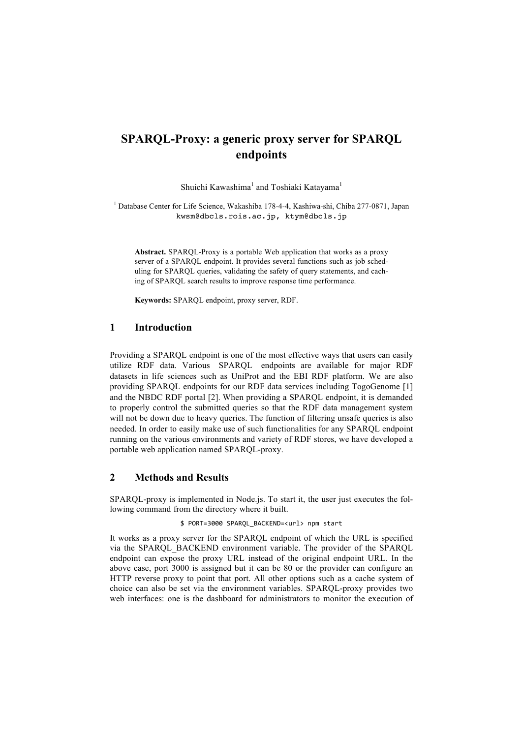# SPARQL-Proxy: a generic proxy server for SPARQL endpoints

Shuichi Kawashima[1] and Toshiaki Katayama[1]

[1] Database Center for Life Science, Wakashiba 178-4-4, Kashiwa-shi, Chiba 277-0871, Japan
kwsm@dbcls.rois.ac.jp, ktym@dbcls.jp

**Abstract.** SPARQL-Proxy is a portable Web application that works as a proxy server of a SPARQL endpoint. It provides several functions such as job scheduling for SPARQL queries, validating the safety of query statements, and caching of SPARQL search results to improve response time performance.

**Keywords:** SPARQL endpoint, proxy server, RDF.

## 1 Introduction

Providing a SPARQL endpoint is one of the most effective ways that users can easily utilize RDF data. Various SPARQL endpoints are available for major RDF datasets in life sciences such as UniProt and the EBI RDF platform. We are also providing SPARQL endpoints for our RDF data services including TogoGenome [1] and the NBDC RDF portal [2]. When providing a SPARQL endpoint, it is demanded to properly control the submitted queries so that the RDF data management system will not be down due to heavy queries. The function of filtering unsafe queries is also needed. In order to easily make use of such functionalities for any SPARQL endpoint running on the various environments and variety of RDF stores, we have developed a portable web application named SPARQL-proxy.

## 2 Methods and Results

SPARQL-proxy is implemented in Node.js. To start it, the user just executes the following command from the directory where it built.

```
$ PORT=3000 SPARQL_BACKEND=<url> npm start
```

It works as a proxy server for the SPARQL endpoint of which the URL is specified via the SPARQL_BACKEND environment variable. The provider of the SPARQL endpoint can expose the proxy URL instead of the original endpoint URL. In the above case, port 3000 is assigned but it can be 80 or the provider can configure an HTTP reverse proxy to point that port. All other options such as a cache system of choice can also be set via the environment variables. SPARQL-proxy provides two web interfaces: one is the dashboard for administrators to monitor the execution of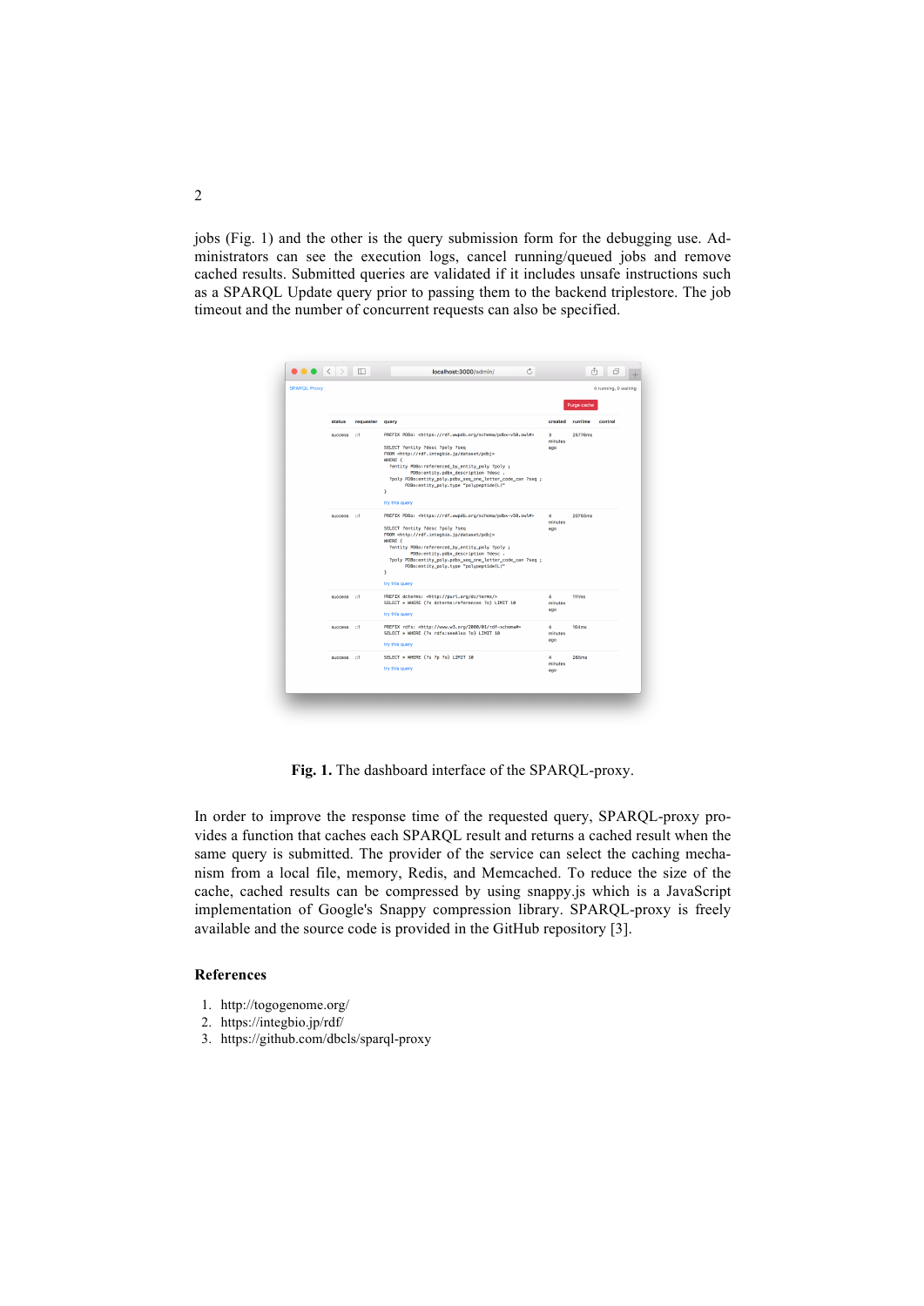jobs (Fig. 1) and the other is the query submission form for the debugging use. Administrators can see the execution logs, cancel running/queued jobs and remove cached results. Submitted queries are validated if it includes unsafe instructions such as a SPARQL Update query prior to passing them to the backend triplestore. The job timeout and the number of concurrent requests can also be specified.

**Fig. 1.** The dashboard interface of the SPARQL-proxy.

In order to improve the response time of the requested query, SPARQL-proxy provides a function that caches each SPARQL result and returns a cached result when the same query is submitted. The provider of the service can select the caching mechanism from a local file, memory, Redis, and Memcached. To reduce the size of the cache, cached results can be compressed by using snappy.js which is a JavaScript implementation of Google's Snappy compression library. SPARQL-proxy is freely available and the source code is provided in the GitHub repository [3].

## References

1. http://togogenome.org/
2. https://integbio.jp/rdf/
3. https://github.com/dbcls/sparql-proxy